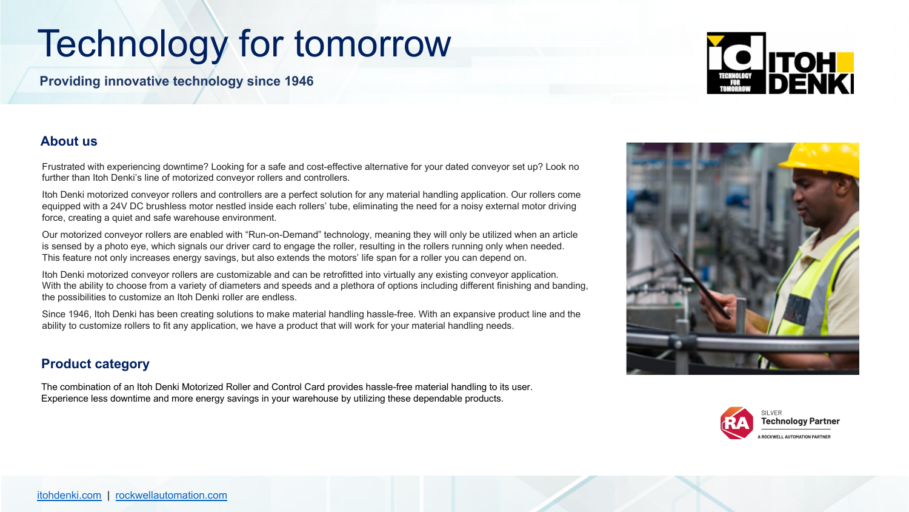# Technology for tomorrow

**Providing innovative technology since 1946**

## About us

Frustrated with experiencing downtime? Looking for a safe and cost-effective alternative for your dated conveyor set up? Look no further than Itoh Denki's line of motorized conveyor rollers and controllers.

Itoh Denki motorized conveyor rollers and controllers are a perfect solution for any material handling application. Our rollers come equipped with a 24V DC brushless motor nestled inside each rollers' tube, eliminating the need for a noisy external motor driving force, creating a quiet and safe warehouse environment.

Our motorized conveyor rollers are enabled with "Run-on-Demand" technology, meaning they will only be utilized when an article is sensed by a photo eye, which signals our driver card to engage the roller, resulting in the rollers running only when needed. This feature not only increases energy savings, but also extends the motors' life span for a roller you can depend on.

Itoh Denki motorized conveyor rollers are customizable and can be retrofitted into virtually any existing conveyor application. With the ability to choose from a variety of diameters and speeds and a plethora of options including different finishing and banding, the possibilities to customize an Itoh Denki roller are endless.

Since 1946, Itoh Denki has been creating solutions to make material handling hassle-free. With an expansive product line and the ability to customize rollers to fit any application, we have a product that will work for your material handling needs.

## Product category

The combination of an Itoh Denki Motorized Roller and Control Card provides hassle-free material handling to its user. Experience less downtime and more energy savings in your warehouse by utilizing these dependable products.

SILVER
Technology Partner
A ROCKWELL AUTOMATION PARTNER

itohdenki.com | rockwellautomation.com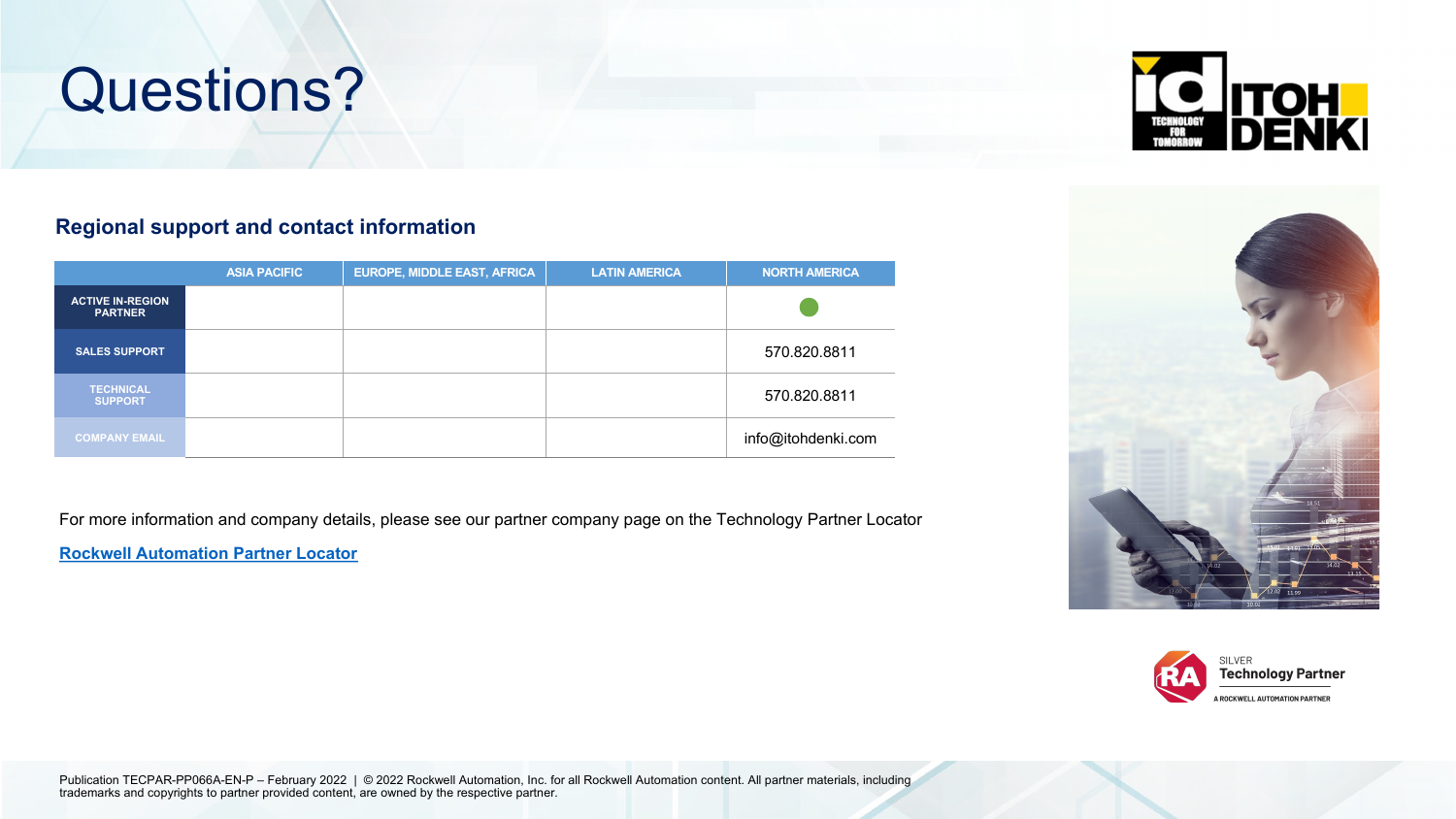# Questions?

## Regional support and contact information

| | ASIA PACIFIC | EUROPE, MIDDLE EAST, AFRICA | LATIN AMERICA | NORTH AMERICA |
|---|---|---|---|---|
| ACTIVE IN-REGION PARTNER | | | | ● |
| SALES SUPPORT | | | | 570.820.8811 |
| TECHNICAL SUPPORT | | | | 570.820.8811 |
| COMPANY EMAIL | | | | info@itohdenki.com |

For more information and company details, please see our partner company page on the Technology Partner Locator

**Rockwell Automation Partner Locator**

SILVER
**Technology Partner**
A ROCKWELL AUTOMATION PARTNER

Publication TECPAR-PP066A-EN-P – February 2022 | © 2022 Rockwell Automation, Inc. for all Rockwell Automation content. All partner materials, including trademarks and copyrights to partner provided content, are owned by the respective partner.